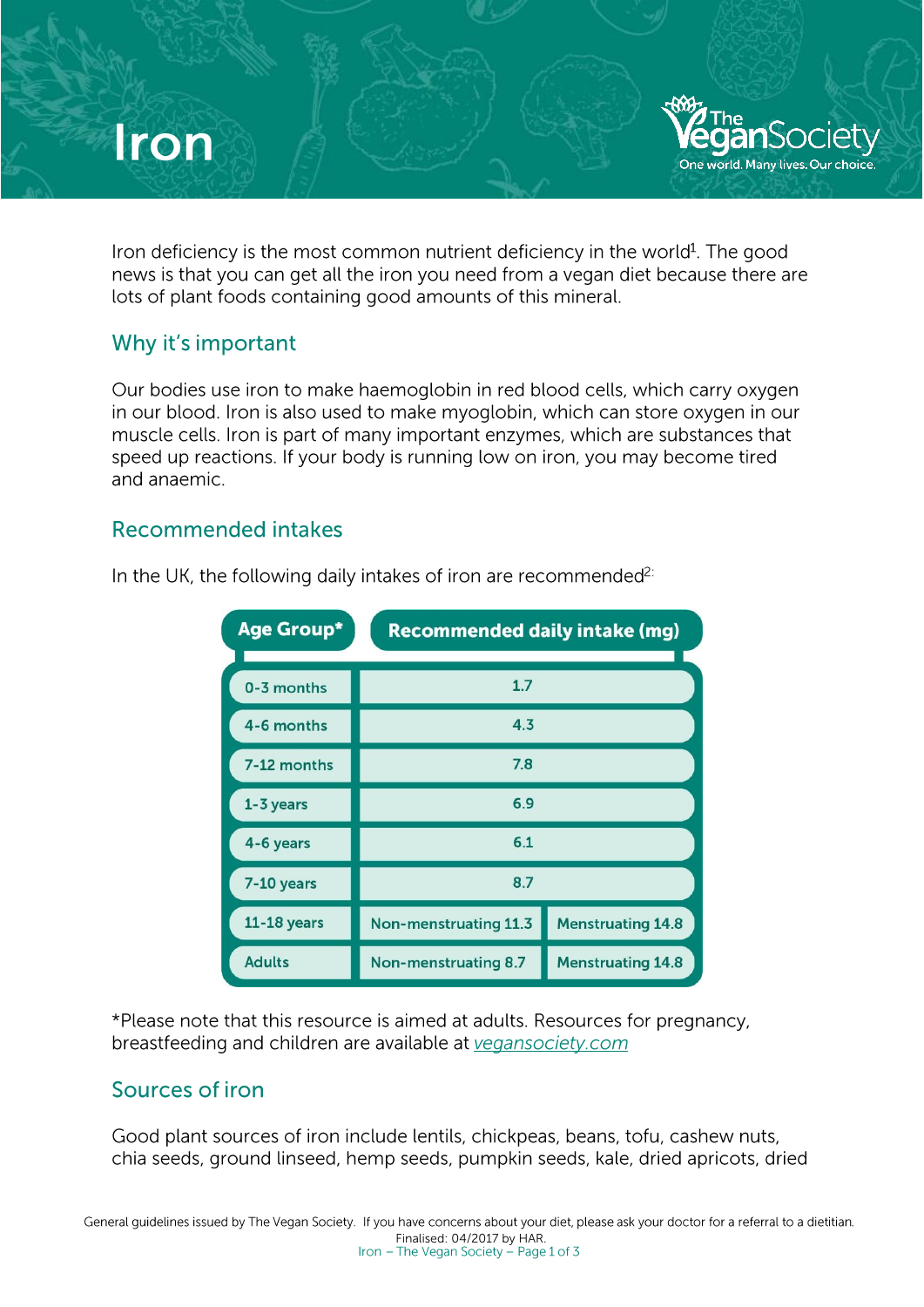# Iron

Iron deficiency is the most common nutrient deficiency in the world[1]. The good news is that you can get all the iron you need from a vegan diet because there are lots of plant foods containing good amounts of this mineral.

## Why it's important

Our bodies use iron to make haemoglobin in red blood cells, which carry oxygen in our blood. Iron is also used to make myoglobin, which can store oxygen in our muscle cells. Iron is part of many important enzymes, which are substances that speed up reactions. If your body is running low on iron, you may become tired and anaemic.

## Recommended intakes

In the UK, the following daily intakes of iron are recommended[2]:

| Age Group* | Recommended daily intake (mg) | |
|---|---|---|
| 0-3 months | 1.7 | |
| 4-6 months | 4.3 | |
| 7-12 months | 7.8 | |
| 1-3 years | 6.9 | |
| 4-6 years | 6.1 | |
| 7-10 years | 8.7 | |
| 11-18 years | Non-menstruating 11.3 | Menstruating 14.8 |
| Adults | Non-menstruating 8.7 | Menstruating 14.8 |

*Please note that this resource is aimed at adults. Resources for pregnancy, breastfeeding and children are available at [vegansociety.com](vegansociety.com)

## Sources of iron

Good plant sources of iron include lentils, chickpeas, beans, tofu, cashew nuts, chia seeds, ground linseed, hemp seeds, pumpkin seeds, kale, dried apricots, dried

General guidelines issued by The Vegan Society. If you have concerns about your diet, please ask your doctor for a referral to a dietitian.
Finalised: 04/2017 by HAR.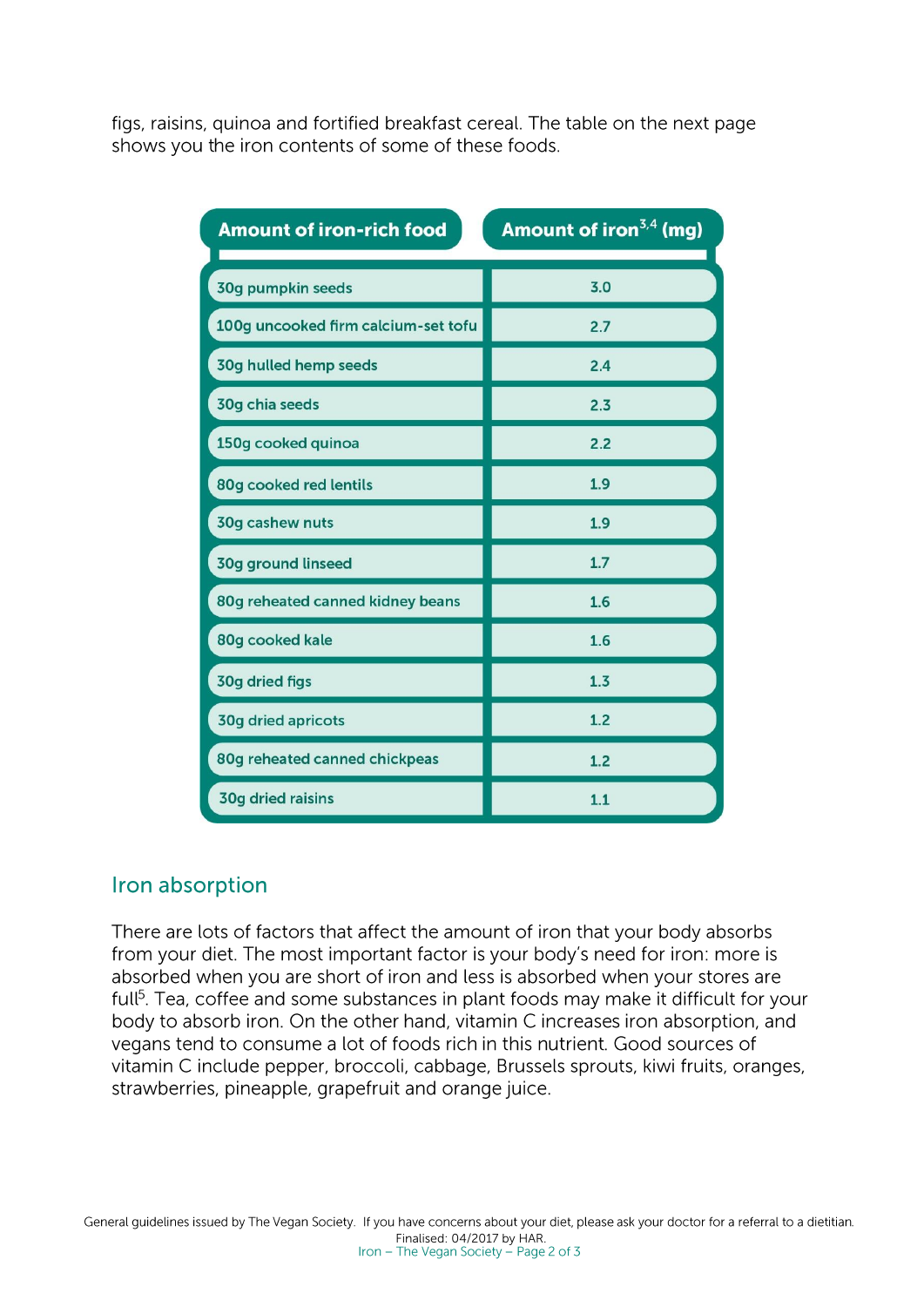figs, raisins, quinoa and fortified breakfast cereal. The table on the next page shows you the iron contents of some of these foods.

| Amount of iron-rich food | Amount of iron[3,4] (mg) |
|---|---|
| 30g pumpkin seeds | 3.0 |
| 100g uncooked firm calcium-set tofu | 2.7 |
| 30g hulled hemp seeds | 2.4 |
| 30g chia seeds | 2.3 |
| 150g cooked quinoa | 2.2 |
| 80g cooked red lentils | 1.9 |
| 30g cashew nuts | 1.9 |
| 30g ground linseed | 1.7 |
| 80g reheated canned kidney beans | 1.6 |
| 80g cooked kale | 1.6 |
| 30g dried figs | 1.3 |
| 30g dried apricots | 1.2 |
| 80g reheated canned chickpeas | 1.2 |
| 30g dried raisins | 1.1 |

## Iron absorption

There are lots of factors that affect the amount of iron that your body absorbs from your diet. The most important factor is your body's need for iron: more is absorbed when you are short of iron and less is absorbed when your stores are full[5]. Tea, coffee and some substances in plant foods may make it difficult for your body to absorb iron. On the other hand, vitamin C increases iron absorption, and vegans tend to consume a lot of foods rich in this nutrient. Good sources of vitamin C include pepper, broccoli, cabbage, Brussels sprouts, kiwi fruits, oranges, strawberries, pineapple, grapefruit and orange juice.

General guidelines issued by The Vegan Society. If you have concerns about your diet, please ask your doctor for a referral to a dietitian. Finalised: 04/2017 by HAR.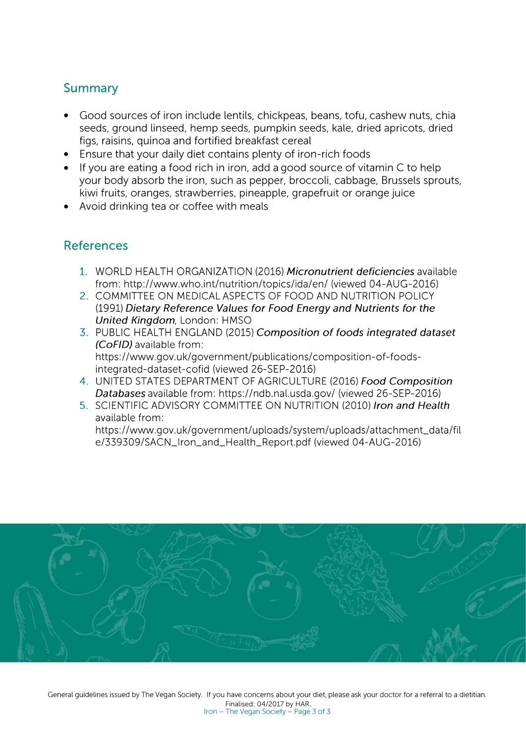## Summary

- Good sources of iron include lentils, chickpeas, beans, tofu, cashew nuts, chia seeds, ground linseed, hemp seeds, pumpkin seeds, kale, dried apricots, dried figs, raisins, quinoa and fortified breakfast cereal
- Ensure that your daily diet contains plenty of iron-rich foods
- If you are eating a food rich in iron, add a good source of vitamin C to help your body absorb the iron, such as pepper, broccoli, cabbage, Brussels sprouts, kiwi fruits, oranges, strawberries, pineapple, grapefruit or orange juice
- Avoid drinking tea or coffee with meals

## References

1. WORLD HEALTH ORGANIZATION (2016) ***Micronutrient deficiencies*** available from: http://www.who.int/nutrition/topics/ida/en/ (viewed 04-AUG-2016)
2. COMMITTEE ON MEDICAL ASPECTS OF FOOD AND NUTRITION POLICY (1991) ***Dietary Reference Values for Food Energy and Nutrients for the United Kingdom***, London: HMSO
3. PUBLIC HEALTH ENGLAND (2015) ***Composition of foods integrated dataset (CoFID)*** available from: https://www.gov.uk/government/publications/composition-of-foods-integrated-dataset-cofid (viewed 26-SEP-2016)
4. UNITED STATES DEPARTMENT OF AGRICULTURE (2016) ***Food Composition Databases*** available from: https://ndb.nal.usda.gov/ (viewed 26-SEP-2016)
5. SCIENTIFIC ADVISORY COMMITTEE ON NUTRITION (2010) ***Iron and Health*** available from: https://www.gov.uk/government/uploads/system/uploads/attachment_data/file/339309/SACN_Iron_and_Health_Report.pdf (viewed 04-AUG-2016)

General guidelines issued by The Vegan Society. If you have concerns about your diet, please ask your doctor for a referral to a dietitian.
Finalised: 04/2017 by HAR.